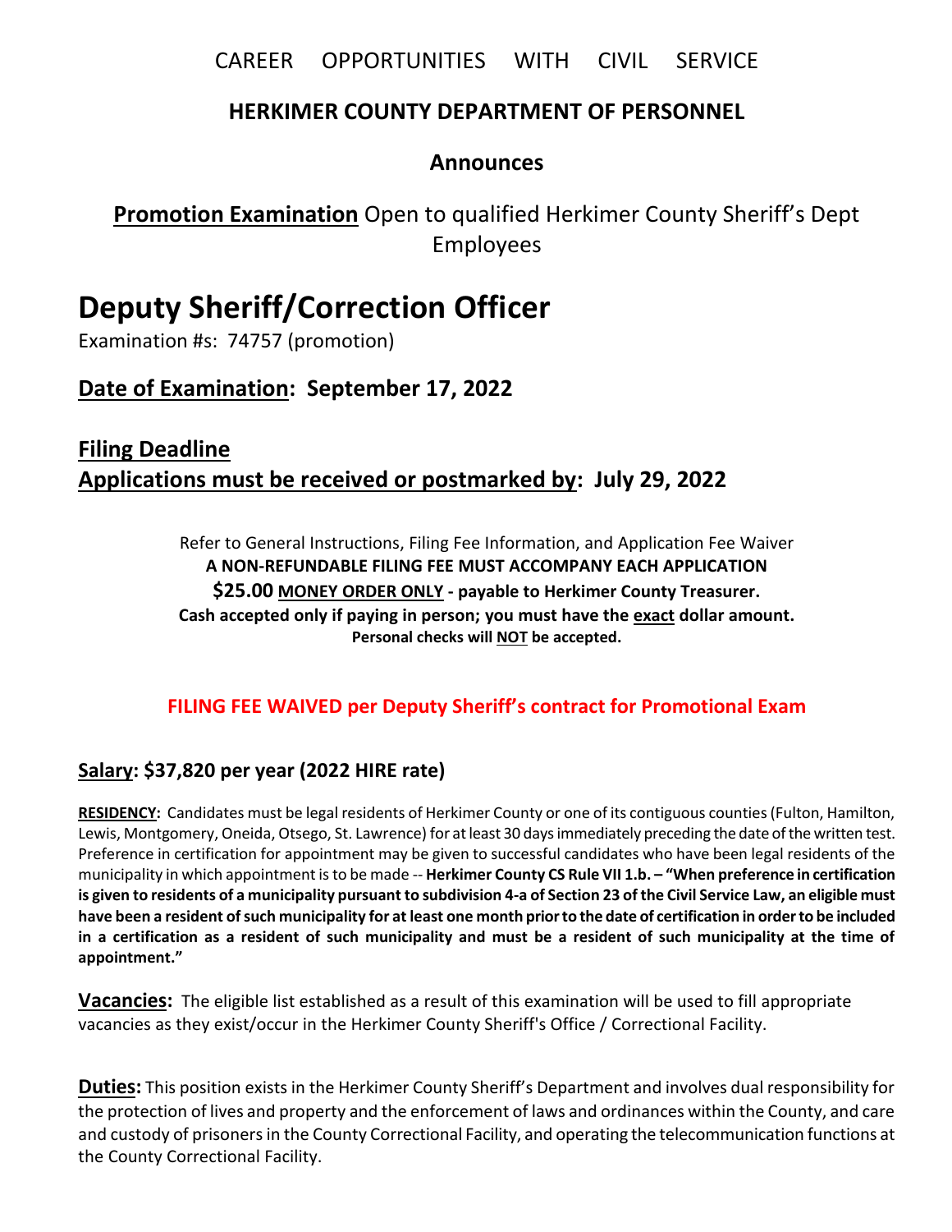CAREER OPPORTUNITIES WITH CIVIL SERVICE

## HERKIMER COUNTY DEPARTMENT OF PERSONNEL

### Announces

**Promotion Examination** Open to qualified Herkimer County Sheriff's Dept Employees

# Deputy Sheriff/Correction Officer

Examination #s: 74757 (promotion)

## Date of Examination: September 17, 2022

## Filing Deadline
## Applications must be received or postmarked by: July 29, 2022

Refer to General Instructions, Filing Fee Information, and Application Fee Waiver
**A NON-REFUNDABLE FILING FEE MUST ACCOMPANY EACH APPLICATION**
**$25.00 MONEY ORDER ONLY - payable to Herkimer County Treasurer.**
**Cash accepted only if paying in person; you must have the exact dollar amount.**
**Personal checks will NOT be accepted.**

**FILING FEE WAIVED per Deputy Sheriff's contract for Promotional Exam**

### Salary: $37,820 per year (2022 HIRE rate)

**RESIDENCY:** Candidates must be legal residents of Herkimer County or one of its contiguous counties (Fulton, Hamilton, Lewis, Montgomery, Oneida, Otsego, St. Lawrence) for at least 30 days immediately preceding the date of the written test. Preference in certification for appointment may be given to successful candidates who have been legal residents of the municipality in which appointment is to be made -- **Herkimer County CS Rule VII 1.b. – "When preference in certification is given to residents of a municipality pursuant to subdivision 4-a of Section 23 of the Civil Service Law, an eligible must have been a resident of such municipality for at least one month prior to the date of certification in order to be included in a certification as a resident of such municipality and must be a resident of such municipality at the time of appointment."**

**Vacancies:** The eligible list established as a result of this examination will be used to fill appropriate vacancies as they exist/occur in the Herkimer County Sheriff's Office / Correctional Facility.

**Duties:** This position exists in the Herkimer County Sheriff's Department and involves dual responsibility for the protection of lives and property and the enforcement of laws and ordinances within the County, and care and custody of prisoners in the County Correctional Facility, and operating the telecommunication functions at the County Correctional Facility.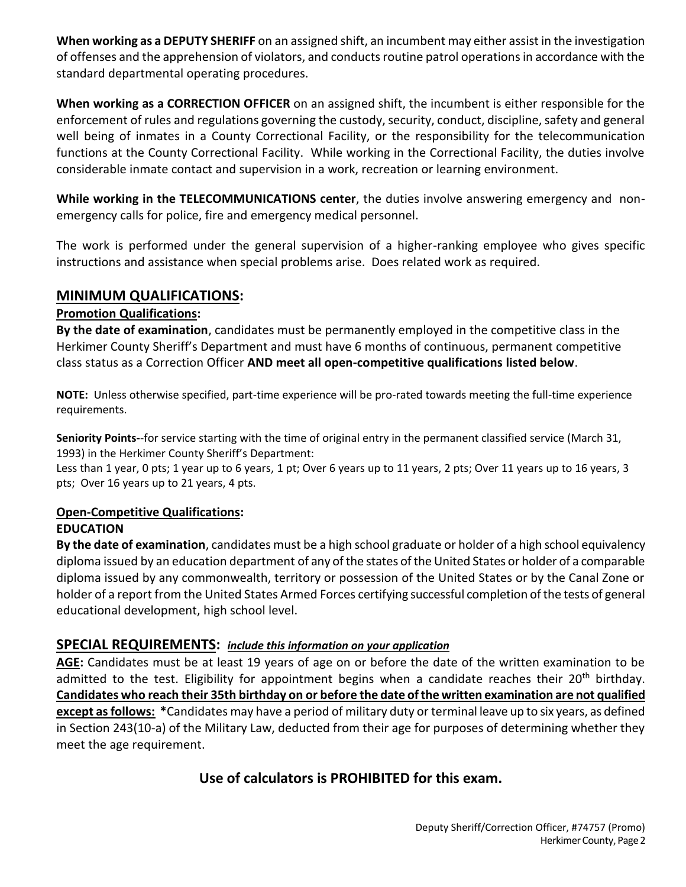**When working as a DEPUTY SHERIFF** on an assigned shift, an incumbent may either assist in the investigation of offenses and the apprehension of violators, and conducts routine patrol operations in accordance with the standard departmental operating procedures.

**When working as a CORRECTION OFFICER** on an assigned shift, the incumbent is either responsible for the enforcement of rules and regulations governing the custody, security, conduct, discipline, safety and general well being of inmates in a County Correctional Facility, or the responsibility for the telecommunication functions at the County Correctional Facility. While working in the Correctional Facility, the duties involve considerable inmate contact and supervision in a work, recreation or learning environment.

**While working in the TELECOMMUNICATIONS center**, the duties involve answering emergency and non-emergency calls for police, fire and emergency medical personnel.

The work is performed under the general supervision of a higher-ranking employee who gives specific instructions and assistance when special problems arise. Does related work as required.

## MINIMUM QUALIFICATIONS:

**Promotion Qualifications:**

**By the date of examination**, candidates must be permanently employed in the competitive class in the Herkimer County Sheriff's Department and must have 6 months of continuous, permanent competitive class status as a Correction Officer **AND meet all open-competitive qualifications listed below**.

**NOTE:** Unless otherwise specified, part-time experience will be pro-rated towards meeting the full-time experience requirements.

**Seniority Points-**-for service starting with the time of original entry in the permanent classified service (March 31, 1993) in the Herkimer County Sheriff's Department:
Less than 1 year, 0 pts; 1 year up to 6 years, 1 pt; Over 6 years up to 11 years, 2 pts; Over 11 years up to 16 years, 3 pts; Over 16 years up to 21 years, 4 pts.

**Open-Competitive Qualifications:**

**EDUCATION**

**By the date of examination**, candidates must be a high school graduate or holder of a high school equivalency diploma issued by an education department of any of the states of the United States or holder of a comparable diploma issued by any commonwealth, territory or possession of the United States or by the Canal Zone or holder of a report from the United States Armed Forces certifying successful completion of the tests of general educational development, high school level.

## SPECIAL REQUIREMENTS: *include this information on your application*

**AGE:** Candidates must be at least 19 years of age on or before the date of the written examination to be admitted to the test. Eligibility for appointment begins when a candidate reaches their 20th birthday. **Candidates who reach their 35th birthday on or before the date of the written examination are not qualified except as follows:** **\***Candidates may have a period of military duty or terminal leave up to six years, as defined in Section 243(10-a) of the Military Law, deducted from their age for purposes of determining whether they meet the age requirement.

**Use of calculators is PROHIBITED for this exam.**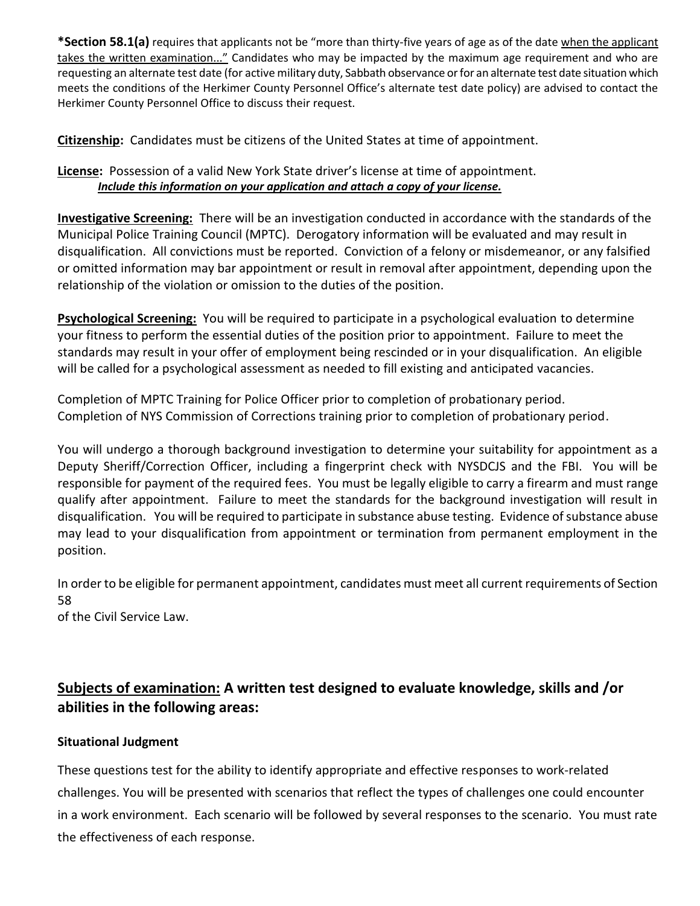**\*Section 58.1(a)** requires that applicants not be "more than thirty-five years of age as of the date <u>when the applicant takes the written examination..."</u> Candidates who may be impacted by the maximum age requirement and who are requesting an alternate test date (for active military duty, Sabbath observance or for an alternate test date situation which meets the conditions of the Herkimer County Personnel Office's alternate test date policy) are advised to contact the Herkimer County Personnel Office to discuss their request.

**<u>Citizenship</u>:** Candidates must be citizens of the United States at time of appointment.

**<u>License</u>:** Possession of a valid New York State driver's license at time of appointment.
***<u>Include this information on your application and attach a copy of your license.</u>***

**<u>Investigative Screening:</u>** There will be an investigation conducted in accordance with the standards of the Municipal Police Training Council (MPTC). Derogatory information will be evaluated and may result in disqualification. All convictions must be reported. Conviction of a felony or misdemeanor, or any falsified or omitted information may bar appointment or result in removal after appointment, depending upon the relationship of the violation or omission to the duties of the position.

**<u>Psychological Screening:</u>** You will be required to participate in a psychological evaluation to determine your fitness to perform the essential duties of the position prior to appointment. Failure to meet the standards may result in your offer of employment being rescinded or in your disqualification. An eligible will be called for a psychological assessment as needed to fill existing and anticipated vacancies.

Completion of MPTC Training for Police Officer prior to completion of probationary period.
Completion of NYS Commission of Corrections training prior to completion of probationary period.

You will undergo a thorough background investigation to determine your suitability for appointment as a Deputy Sheriff/Correction Officer, including a fingerprint check with NYSDCJS and the FBI. You will be responsible for payment of the required fees. You must be legally eligible to carry a firearm and must range qualify after appointment. Failure to meet the standards for the background investigation will result in disqualification. You will be required to participate in substance abuse testing. Evidence of substance abuse may lead to your disqualification from appointment or termination from permanent employment in the position.

In order to be eligible for permanent appointment, candidates must meet all current requirements of Section 58
of the Civil Service Law.

## <u>Subjects of examination:</u> A written test designed to evaluate knowledge, skills and /or abilities in the following areas:

#### Situational Judgment

These questions test for the ability to identify appropriate and effective responses to work-related challenges. You will be presented with scenarios that reflect the types of challenges one could encounter in a work environment. Each scenario will be followed by several responses to the scenario. You must rate the effectiveness of each response.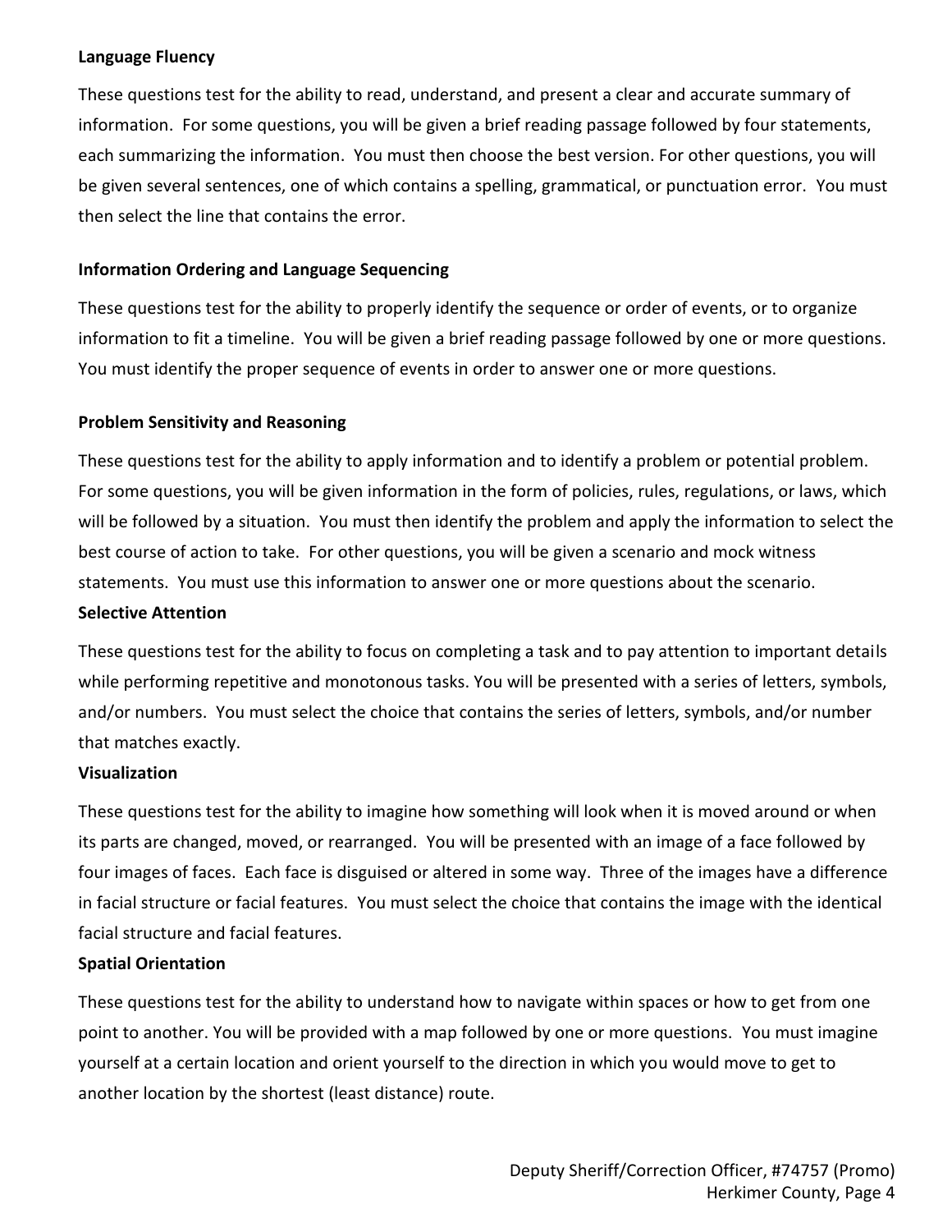**Language Fluency**

These questions test for the ability to read, understand, and present a clear and accurate summary of information. For some questions, you will be given a brief reading passage followed by four statements, each summarizing the information. You must then choose the best version. For other questions, you will be given several sentences, one of which contains a spelling, grammatical, or punctuation error. You must then select the line that contains the error.

**Information Ordering and Language Sequencing**

These questions test for the ability to properly identify the sequence or order of events, or to organize information to fit a timeline. You will be given a brief reading passage followed by one or more questions. You must identify the proper sequence of events in order to answer one or more questions.

**Problem Sensitivity and Reasoning**

These questions test for the ability to apply information and to identify a problem or potential problem. For some questions, you will be given information in the form of policies, rules, regulations, or laws, which will be followed by a situation. You must then identify the problem and apply the information to select the best course of action to take. For other questions, you will be given a scenario and mock witness statements. You must use this information to answer one or more questions about the scenario.

**Selective Attention**

These questions test for the ability to focus on completing a task and to pay attention to important details while performing repetitive and monotonous tasks. You will be presented with a series of letters, symbols, and/or numbers. You must select the choice that contains the series of letters, symbols, and/or number that matches exactly.

**Visualization**

These questions test for the ability to imagine how something will look when it is moved around or when its parts are changed, moved, or rearranged. You will be presented with an image of a face followed by four images of faces. Each face is disguised or altered in some way. Three of the images have a difference in facial structure or facial features. You must select the choice that contains the image with the identical facial structure and facial features.

**Spatial Orientation**

These questions test for the ability to understand how to navigate within spaces or how to get from one point to another. You will be provided with a map followed by one or more questions. You must imagine yourself at a certain location and orient yourself to the direction in which you would move to get to another location by the shortest (least distance) route.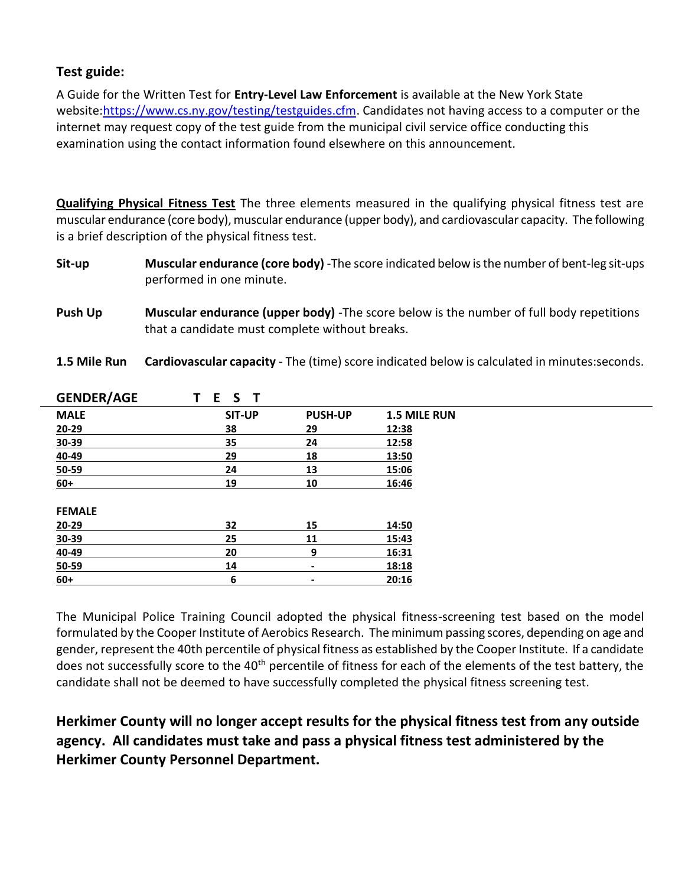**Test guide:**

A Guide for the Written Test for **Entry-Level Law Enforcement** is available at the New York State website:[https://www.cs.ny.gov/testing/testguides.cfm](https://www.cs.ny.gov/testing/testguides.cfm). Candidates not having access to a computer or the internet may request copy of the test guide from the municipal civil service office conducting this examination using the contact information found elsewhere on this announcement.

**Qualifying Physical Fitness Test** The three elements measured in the qualifying physical fitness test are muscular endurance (core body), muscular endurance (upper body), and cardiovascular capacity. The following is a brief description of the physical fitness test.

**Sit-up** — **Muscular endurance (core body)** -The score indicated below is the number of bent-leg sit-ups performed in one minute.

**Push Up** — **Muscular endurance (upper body)** -The score below is the number of full body repetitions that a candidate must complete without breaks.

**1.5 Mile Run** — **Cardiovascular capacity** - The (time) score indicated below is calculated in minutes:seconds.

| GENDER/AGE | T E S T | | |
|---|---|---|---|
| **MALE** | **SIT-UP** | **PUSH-UP** | **1.5 MILE RUN** |
| **20-29** | **38** | **29** | **12:38** |
| **30-39** | **35** | **24** | **12:58** |
| **40-49** | **29** | **18** | **13:50** |
| **50-59** | **24** | **13** | **15:06** |
| **60+** | **19** | **10** | **16:46** |
| **FEMALE** | | | |
| **20-29** | **32** | **15** | **14:50** |
| **30-39** | **25** | **11** | **15:43** |
| **40-49** | **20** | **9** | **16:31** |
| **50-59** | **14** | **-** | **18:18** |
| **60+** | **6** | **-** | **20:16** |

The Municipal Police Training Council adopted the physical fitness-screening test based on the model formulated by the Cooper Institute of Aerobics Research. The minimum passing scores, depending on age and gender, represent the 40th percentile of physical fitness as established by the Cooper Institute. If a candidate does not successfully score to the 40th percentile of fitness for each of the elements of the test battery, the candidate shall not be deemed to have successfully completed the physical fitness screening test.

**Herkimer County will no longer accept results for the physical fitness test from any outside agency. All candidates must take and pass a physical fitness test administered by the Herkimer County Personnel Department.**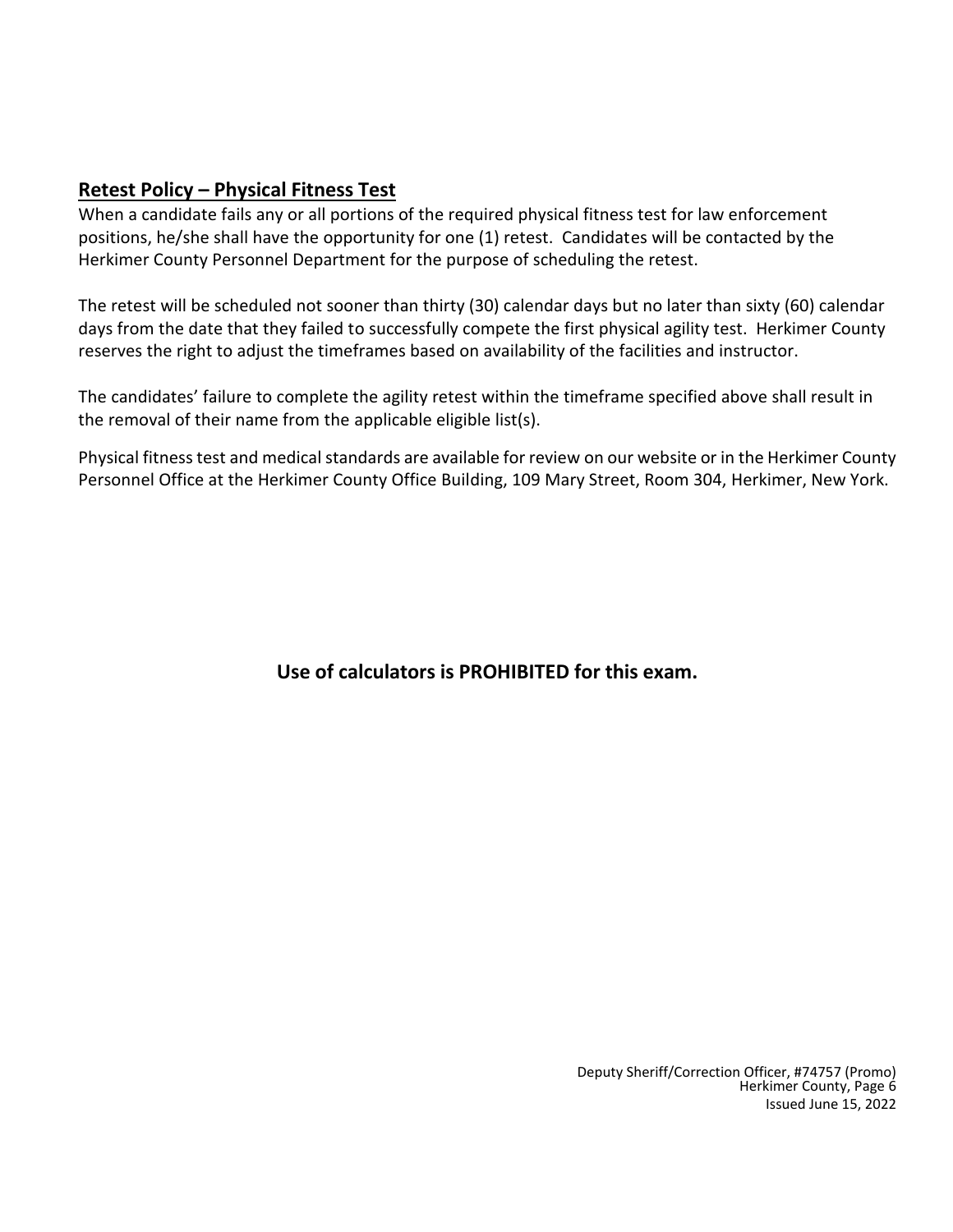## Retest Policy – Physical Fitness Test

When a candidate fails any or all portions of the required physical fitness test for law enforcement positions, he/she shall have the opportunity for one (1) retest. Candidates will be contacted by the Herkimer County Personnel Department for the purpose of scheduling the retest.

The retest will be scheduled not sooner than thirty (30) calendar days but no later than sixty (60) calendar days from the date that they failed to successfully compete the first physical agility test. Herkimer County reserves the right to adjust the timeframes based on availability of the facilities and instructor.

The candidates' failure to complete the agility retest within the timeframe specified above shall result in the removal of their name from the applicable eligible list(s).

Physical fitness test and medical standards are available for review on our website or in the Herkimer County Personnel Office at the Herkimer County Office Building, 109 Mary Street, Room 304, Herkimer, New York.

**Use of calculators is PROHIBITED for this exam.**